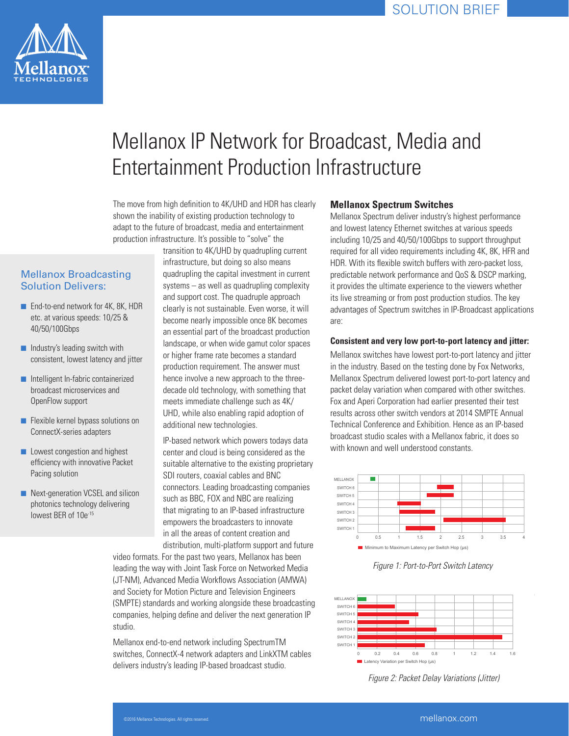# Mellanox IP Network for Broadcast, Media and Entertainment Production Infrastructure

The move from high definition to 4K/UHD and HDR has clearly shown the inability of existing production technology to adapt to the future of broadcast, media and entertainment production infrastructure. It's possible to "solve" the transition to 4K/UHD by quadrupling current infrastructure, but doing so also means quadrupling the capital investment in current systems – as well as quadrupling complexity and support cost. The quadruple approach clearly is not sustainable. Even worse, it will become nearly impossible once 8K becomes an essential part of the broadcast production landscape, or when wide gamut color spaces or higher frame rate becomes a standard production requirement. The answer must hence involve a new approach to the three-decade old technology, with something that meets immediate challenge such as 4K/UHD, while also enabling rapid adoption of additional new technologies.

IP-based network which powers todays data center and cloud is being considered as the suitable alternative to the existing proprietary SDI routers, coaxial cables and BNC connectors. Leading broadcasting companies such as BBC, FOX and NBC are realizing that migrating to an IP-based infrastructure empowers the broadcasters to innovate in all the areas of content creation and distribution, multi-platform support and future video formats. For the past two years, Mellanox has been leading the way with Joint Task Force on Networked Media (JT-NM), Advanced Media Workflows Association (AMWA) and Society for Motion Picture and Television Engineers (SMPTE) standards and working alongside these broadcasting companies, helping define and deliver the next generation IP studio.

Mellanox end-to-end network including SpectrumTM switches, ConnectX-4 network adapters and LinkXTM cables delivers industry's leading IP-based broadcast studio.

## Mellanox Broadcasting Solution Delivers:

- End-to-end network for 4K, 8K, HDR etc. at various speeds: 10/25 & 40/50/100Gbps
- Industry's leading switch with consistent, lowest latency and jitter
- Intelligent In-fabric containerized broadcast microservices and OpenFlow support
- Flexible kernel bypass solutions on ConnectX-series adapters
- Lowest congestion and highest efficiency with innovative Packet Pacing solution
- Next-generation VCSEL and silicon photonics technology delivering lowest BER of $10e^{-15}$

## Mellanox Spectrum Switches

Mellanox Spectrum deliver industry's highest performance and lowest latency Ethernet switches at various speeds including 10/25 and 40/50/100Gbps to support throughput required for all video requirements including 4K, 8K, HFR and HDR. With its flexible switch buffers with zero-packet loss, predictable network performance and QoS & DSCP marking, it provides the ultimate experience to the viewers whether its live streaming or from post production studios. The key advantages of Spectrum switches in IP-Broadcast applications are:

### Consistent and very low port-to-port latency and jitter:

Mellanox switches have lowest port-to-port latency and jitter in the industry. Based on the testing done by Fox Networks, Mellanox Spectrum delivered lowest port-to-port latency and packet delay variation when compared with other switches. Fox and Aperi Corporation had earlier presented their test results across other switch vendors at 2014 SMPTE Annual Technical Conference and Exhibition. Hence as an IP-based broadcast studio scales with a Mellanox fabric, it does so with known and well understood constants.

*Figure 1: Port-to-Port Switch Latency*

*Figure 2: Packet Delay Variations (Jitter)*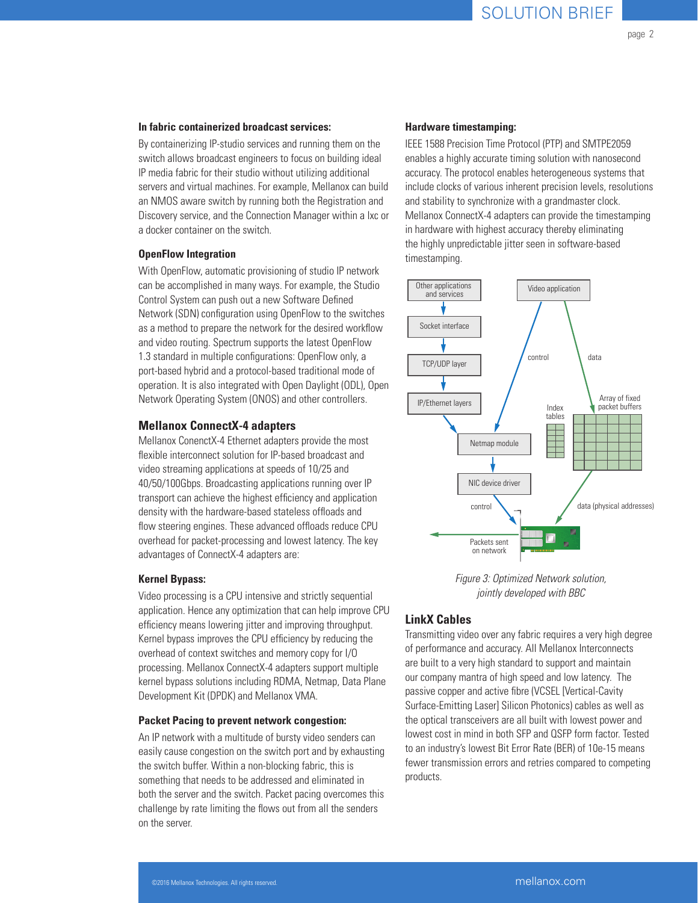#### In fabric containerized broadcast services:

By containerizing IP-studio services and running them on the switch allows broadcast engineers to focus on building ideal IP media fabric for their studio without utilizing additional servers and virtual machines. For example, Mellanox can build an NMOS aware switch by running both the Registration and Discovery service, and the Connection Manager within a lxc or a docker container on the switch.

#### OpenFlow Integration

With OpenFlow, automatic provisioning of studio IP network can be accomplished in many ways. For example, the Studio Control System can push out a new Software Defined Network (SDN) configuration using OpenFlow to the switches as a method to prepare the network for the desired workflow and video routing. Spectrum supports the latest OpenFlow 1.3 standard in multiple configurations: OpenFlow only, a port-based hybrid and a protocol-based traditional mode of operation. It is also integrated with Open Daylight (ODL), Open Network Operating System (ONOS) and other controllers.

## Mellanox ConnectX-4 adapters

Mellanox ConenctX-4 Ethernet adapters provide the most flexible interconnect solution for IP-based broadcast and video streaming applications at speeds of 10/25 and 40/50/100Gbps. Broadcasting applications running over IP transport can achieve the highest efficiency and application density with the hardware-based stateless offloads and flow steering engines. These advanced offloads reduce CPU overhead for packet-processing and lowest latency. The key advantages of ConnectX-4 adapters are:

#### Kernel Bypass:

Video processing is a CPU intensive and strictly sequential application. Hence any optimization that can help improve CPU efficiency means lowering jitter and improving throughput. Kernel bypass improves the CPU efficiency by reducing the overhead of context switches and memory copy for I/O processing. Mellanox ConnectX-4 adapters support multiple kernel bypass solutions including RDMA, Netmap, Data Plane Development Kit (DPDK) and Mellanox VMA.

#### Packet Pacing to prevent network congestion:

An IP network with a multitude of bursty video senders can easily cause congestion on the switch port and by exhausting the switch buffer. Within a non-blocking fabric, this is something that needs to be addressed and eliminated in both the server and the switch. Packet pacing overcomes this challenge by rate limiting the flows out from all the senders on the server.

#### Hardware timestamping:

IEEE 1588 Precision Time Protocol (PTP) and SMTPE2059 enables a highly accurate timing solution with nanosecond accuracy. The protocol enables heterogeneous systems that include clocks of various inherent precision levels, resolutions and stability to synchronize with a grandmaster clock. Mellanox ConnectX-4 adapters can provide the timestamping in hardware with highest accuracy thereby eliminating the highly unpredictable jitter seen in software-based timestamping.

*Figure 3: Optimized Network solution, jointly developed with BBC*

## LinkX Cables

Transmitting video over any fabric requires a very high degree of performance and accuracy. All Mellanox Interconnects are built to a very high standard to support and maintain our company mantra of high speed and low latency. The passive copper and active fibre (VCSEL [Vertical-Cavity Surface-Emitting Laser] Silicon Photonics) cables as well as the optical transceivers are all built with lowest power and lowest cost in mind in both SFP and QSFP form factor. Tested to an industry's lowest Bit Error Rate (BER) of 10e-15 means fewer transmission errors and retries compared to competing products.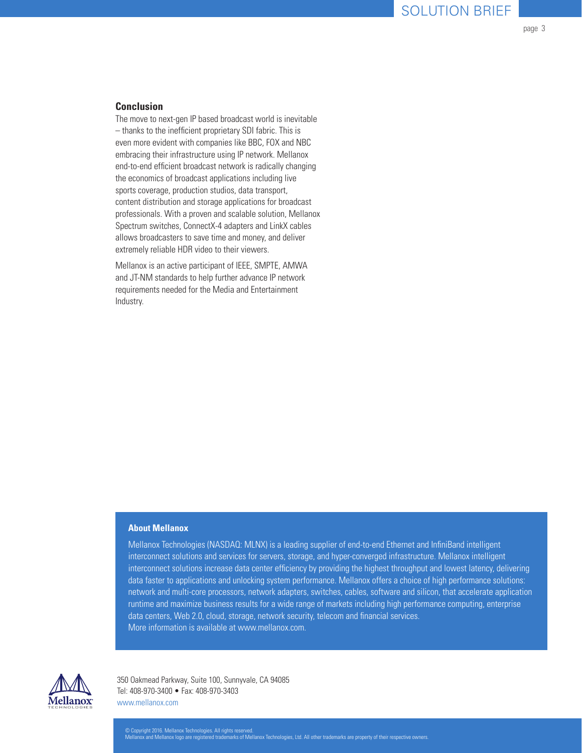## Conclusion

The move to next-gen IP based broadcast world is inevitable – thanks to the inefficient proprietary SDI fabric. This is even more evident with companies like BBC, FOX and NBC embracing their infrastructure using IP network. Mellanox end-to-end efficient broadcast network is radically changing the economics of broadcast applications including live sports coverage, production studios, data transport, content distribution and storage applications for broadcast professionals. With a proven and scalable solution, Mellanox Spectrum switches, ConnectX-4 adapters and LinkX cables allows broadcasters to save time and money, and deliver extremely reliable HDR video to their viewers.

Mellanox is an active participant of IEEE, SMPTE, AMWA and JT-NM standards to help further advance IP network requirements needed for the Media and Entertainment Industry.

### About Mellanox

Mellanox Technologies (NASDAQ: MLNX) is a leading supplier of end-to-end Ethernet and InfiniBand intelligent interconnect solutions and services for servers, storage, and hyper-converged infrastructure. Mellanox intelligent interconnect solutions increase data center efficiency by providing the highest throughput and lowest latency, delivering data faster to applications and unlocking system performance. Mellanox offers a choice of high performance solutions: network and multi-core processors, network adapters, switches, cables, software and silicon, that accelerate application runtime and maximize business results for a wide range of markets including high performance computing, enterprise data centers, Web 2.0, cloud, storage, network security, telecom and financial services.
More information is available at www.mellanox.com.

350 Oakmead Parkway, Suite 100, Sunnyvale, CA 94085
Tel: 408-970-3400 • Fax: 408-970-3403
www.mellanox.com

© Copyright 2016. Mellanox Technologies. All rights reserved.
Mellanox and Mellanox logo are registered trademarks of Mellanox Technologies, Ltd. All other trademarks are property of their respective owners.